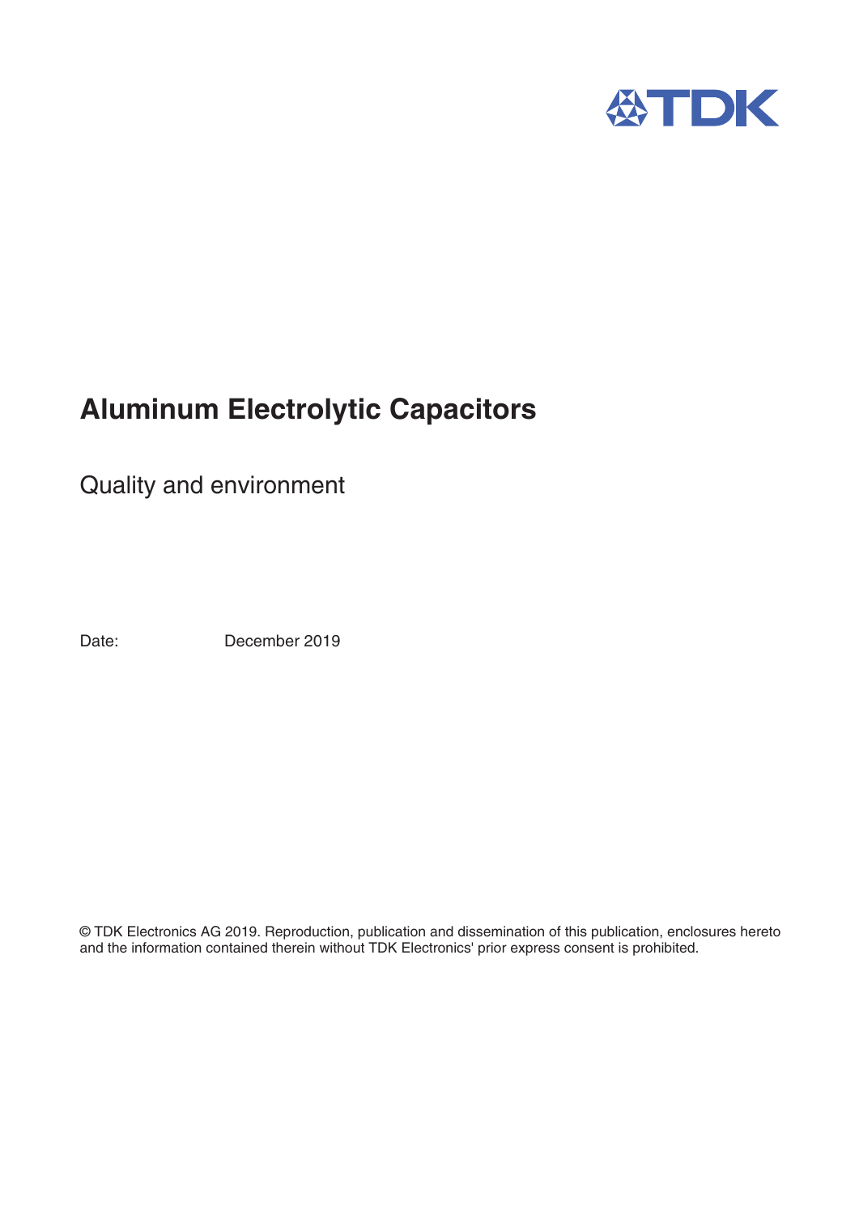TDK

# Aluminum Electrolytic Capacitors

Quality and environment

Date: December 2019

© TDK Electronics AG 2019. Reproduction, publication and dissemination of this publication, enclosures hereto and the information contained therein without TDK Electronics' prior express consent is prohibited.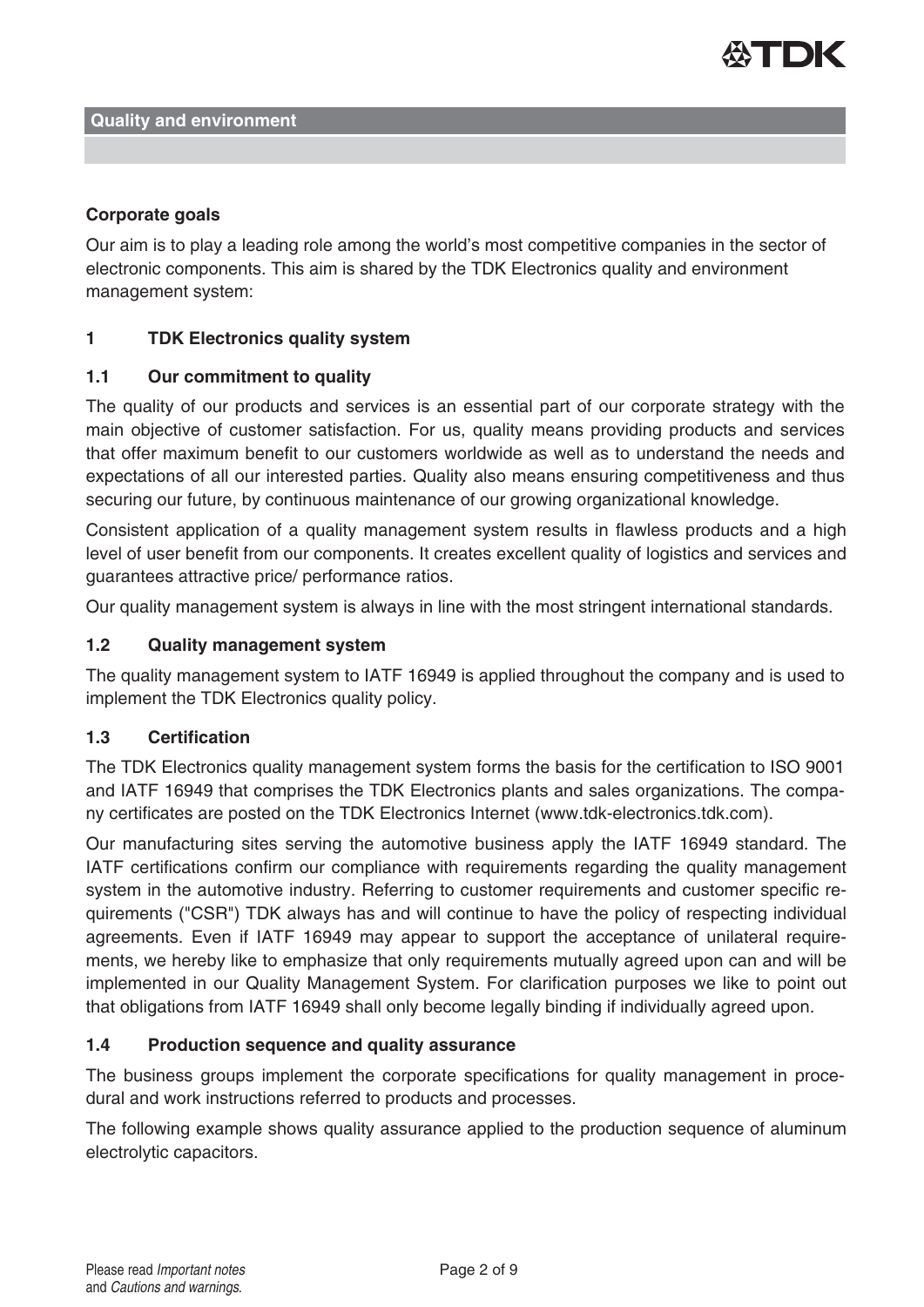## Quality and environment

### Corporate goals

Our aim is to play a leading role among the world's most competitive companies in the sector of electronic components. This aim is shared by the TDK Electronics quality and environment management system:

## 1 TDK Electronics quality system

### 1.1 Our commitment to quality

The quality of our products and services is an essential part of our corporate strategy with the main objective of customer satisfaction. For us, quality means providing products and services that offer maximum benefit to our customers worldwide as well as to understand the needs and expectations of all our interested parties. Quality also means ensuring competitiveness and thus securing our future, by continuous maintenance of our growing organizational knowledge.

Consistent application of a quality management system results in flawless products and a high level of user benefit from our components. It creates excellent quality of logistics and services and guarantees attractive price/ performance ratios.

Our quality management system is always in line with the most stringent international standards.

### 1.2 Quality management system

The quality management system to IATF 16949 is applied throughout the company and is used to implement the TDK Electronics quality policy.

### 1.3 Certification

The TDK Electronics quality management system forms the basis for the certification to ISO 9001 and IATF 16949 that comprises the TDK Electronics plants and sales organizations. The company certificates are posted on the TDK Electronics Internet (www.tdk-electronics.tdk.com).

Our manufacturing sites serving the automotive business apply the IATF 16949 standard. The IATF certifications confirm our compliance with requirements regarding the quality management system in the automotive industry. Referring to customer requirements and customer specific requirements ("CSR") TDK always has and will continue to have the policy of respecting individual agreements. Even if IATF 16949 may appear to support the acceptance of unilateral requirements, we hereby like to emphasize that only requirements mutually agreed upon can and will be implemented in our Quality Management System. For clarification purposes we like to point out that obligations from IATF 16949 shall only become legally binding if individually agreed upon.

### 1.4 Production sequence and quality assurance

The business groups implement the corporate specifications for quality management in procedural and work instructions referred to products and processes.

The following example shows quality assurance applied to the production sequence of aluminum electrolytic capacitors.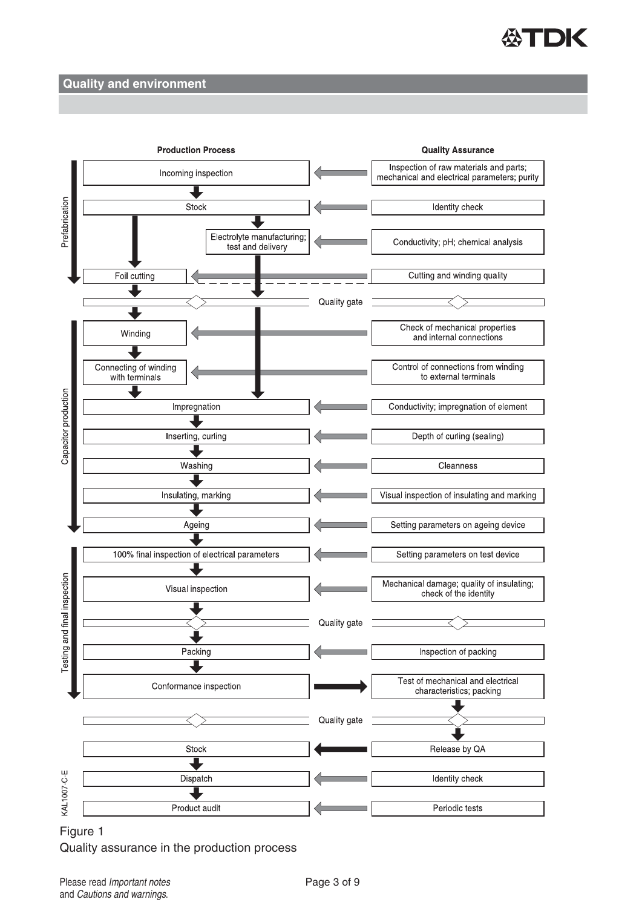## Quality and environment

| | Production Process | Quality Assurance |
|---|---|---|
| Prefabrication | Incoming inspection | Inspection of raw materials and parts; mechanical and electrical parameters; purity |
| | Stock | Identity check |
| | Electrolyte manufacturing; test and delivery | Conductivity; pH; chemical analysis |
| | Foil cutting | Cutting and winding quality |
| | Quality gate | |
| Capacitor production | Winding | Check of mechanical properties and internal connections |
| | Connecting of winding with terminals | Control of connections from winding to external terminals |
| | Impregnation | Conductivity; impregnation of element |
| | Inserting, curling | Depth of curling (sealing) |
| | Washing | Cleanness |
| | Insulating, marking | Visual inspection of insulating and marking |
| | Ageing | Setting parameters on ageing device |
| Testing and final inspection | 100% final inspection of electrical parameters | Setting parameters on test device |
| | Visual inspection | Mechanical damage; quality of insulating; check of the identity |
| | Quality gate | |
| | Packing | Inspection of packing |
| | Conformance inspection | Test of mechanical and electrical characteristics; packing |
| | Quality gate | |
| | Stock | Release by QA |
| | Dispatch | Identity check |
| | Product audit | Periodic tests |

KAL1007-C-E

Figure 1
Quality assurance in the production process

Please read *Important notes* and *Cautions and warnings*.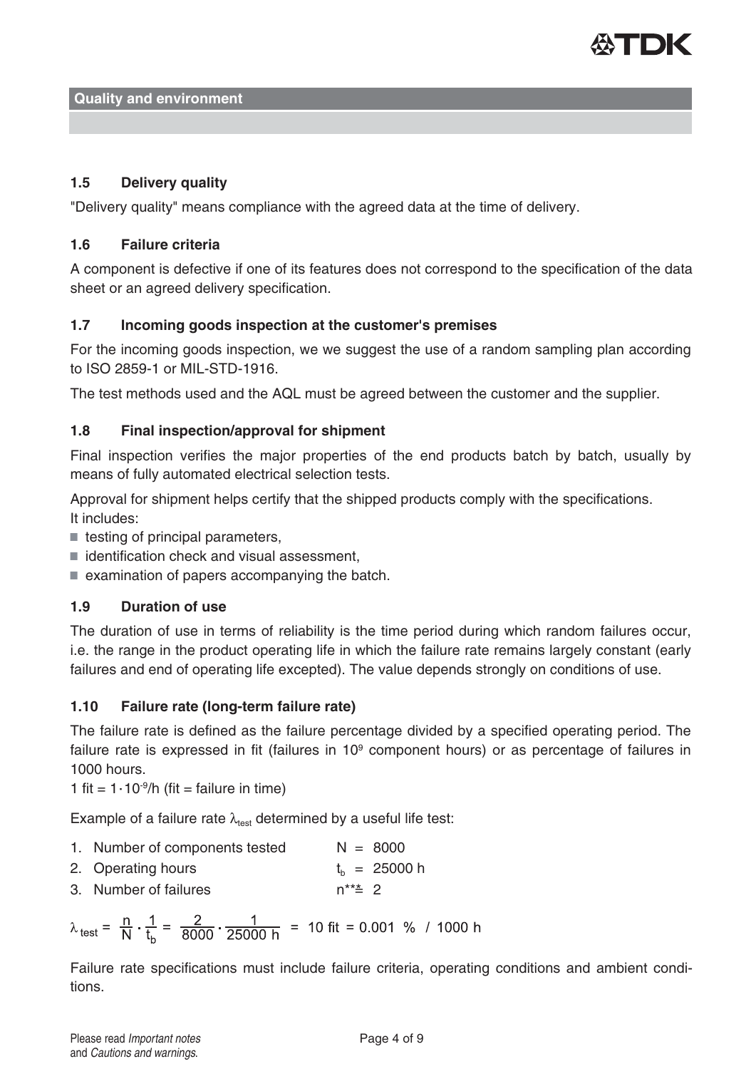## Quality and environment

### 1.5 Delivery quality

"Delivery quality" means compliance with the agreed data at the time of delivery.

### 1.6 Failure criteria

A component is defective if one of its features does not correspond to the specification of the data sheet or an agreed delivery specification.

### 1.7 Incoming goods inspection at the customer's premises

For the incoming goods inspection, we we suggest the use of a random sampling plan according to ISO 2859-1 or MIL-STD-1916.

The test methods used and the AQL must be agreed between the customer and the supplier.

### 1.8 Final inspection/approval for shipment

Final inspection verifies the major properties of the end products batch by batch, usually by means of fully automated electrical selection tests.

Approval for shipment helps certify that the shipped products comply with the specifications. It includes:

- testing of principal parameters,
- identification check and visual assessment,
- examination of papers accompanying the batch.

### 1.9 Duration of use

The duration of use in terms of reliability is the time period during which random failures occur, i.e. the range in the product operating life in which the failure rate remains largely constant (early failures and end of operating life excepted). The value depends strongly on conditions of use.

### 1.10 Failure rate (long-term failure rate)

The failure rate is defined as the failure percentage divided by a specified operating period. The failure rate is expressed in fit (failures in $10^9$ component hours) or as percentage of failures in 1000 hours.

1 fit = $1 \cdot 10^{-9}$/h (fit = failure in time)

Example of a failure rate $\lambda_{test}$ determined by a useful life test:

1. Number of components tested $N = 8000$
2. Operating hours $t_b = 25000$ h
3. Number of failures $n^{**} \triangleq 2$

$$\lambda_{test} = \frac{n}{N} \cdot \frac{1}{t_b} = \frac{2}{8000} \cdot \frac{1}{25000 \text{ h}} = 10 \text{ fit} = 0.001 \ \% \ / \ 1000 \text{ h}$$

Failure rate specifications must include failure criteria, operating conditions and ambient conditions.

Please read *Important notes* and *Cautions and warnings*.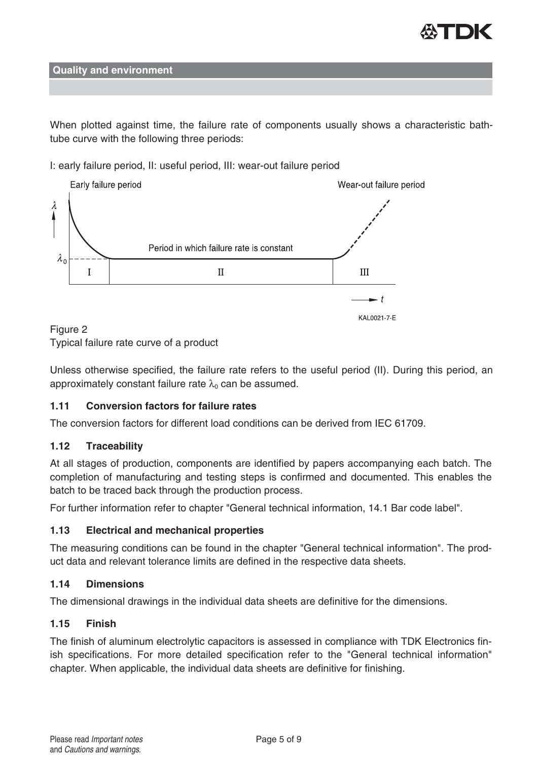## Quality and environment

When plotted against time, the failure rate of components usually shows a characteristic bath-tube curve with the following three periods:

I: early failure period, II: useful period, III: wear-out failure period

Figure 2
Typical failure rate curve of a product

Unless otherwise specified, the failure rate refers to the useful period (II). During this period, an approximately constant failure rate $\lambda_0$ can be assumed.

### 1.11 Conversion factors for failure rates

The conversion factors for different load conditions can be derived from IEC 61709.

### 1.12 Traceability

At all stages of production, components are identified by papers accompanying each batch. The completion of manufacturing and testing steps is confirmed and documented. This enables the batch to be traced back through the production process.

For further information refer to chapter "General technical information, 14.1 Bar code label".

### 1.13 Electrical and mechanical properties

The measuring conditions can be found in the chapter "General technical information". The product data and relevant tolerance limits are defined in the respective data sheets.

### 1.14 Dimensions

The dimensional drawings in the individual data sheets are definitive for the dimensions.

### 1.15 Finish

The finish of aluminum electrolytic capacitors is assessed in compliance with TDK Electronics finish specifications. For more detailed specification refer to the "General technical information" chapter. When applicable, the individual data sheets are definitive for finishing.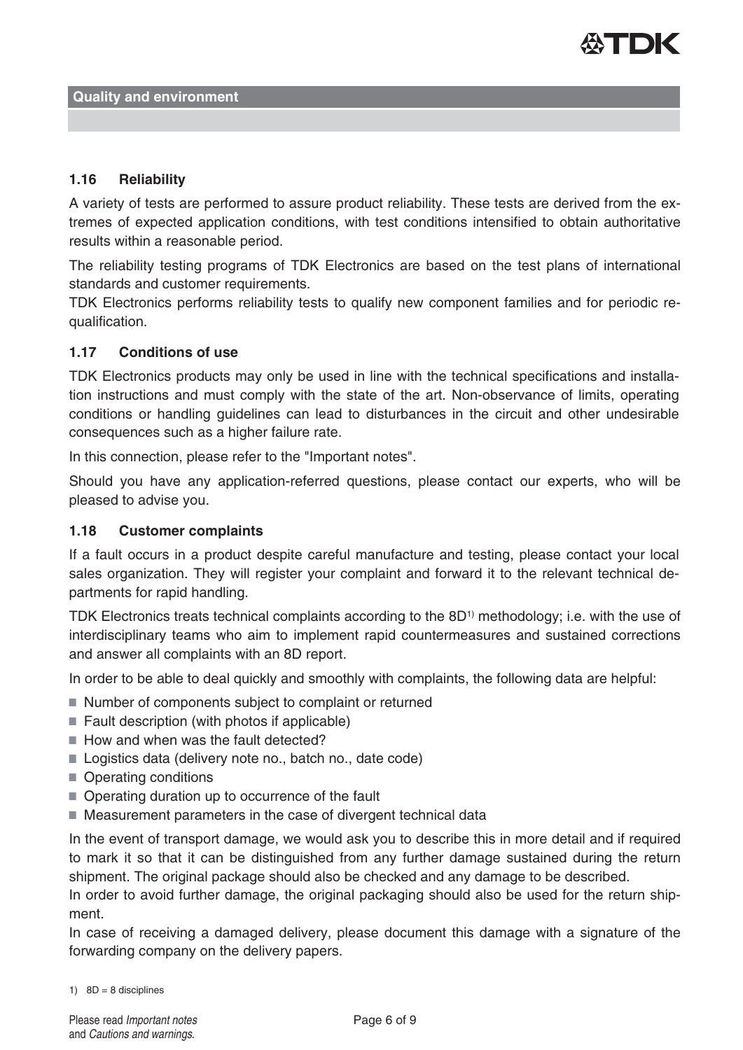## Quality and environment

### 1.16 Reliability

A variety of tests are performed to assure product reliability. These tests are derived from the extremes of expected application conditions, with test conditions intensified to obtain authoritative results within a reasonable period.

The reliability testing programs of TDK Electronics are based on the test plans of international standards and customer requirements.

TDK Electronics performs reliability tests to qualify new component families and for periodic requalification.

### 1.17 Conditions of use

TDK Electronics products may only be used in line with the technical specifications and installation instructions and must comply with the state of the art. Non-observance of limits, operating conditions or handling guidelines can lead to disturbances in the circuit and other undesirable consequences such as a higher failure rate.

In this connection, please refer to the "Important notes".

Should you have any application-referred questions, please contact our experts, who will be pleased to advise you.

### 1.18 Customer complaints

If a fault occurs in a product despite careful manufacture and testing, please contact your local sales organization. They will register your complaint and forward it to the relevant technical departments for rapid handling.

TDK Electronics treats technical complaints according to the 8D[1)] methodology; i.e. with the use of interdisciplinary teams who aim to implement rapid countermeasures and sustained corrections and answer all complaints with an 8D report.

In order to be able to deal quickly and smoothly with complaints, the following data are helpful:

- Number of components subject to complaint or returned
- Fault description (with photos if applicable)
- How and when was the fault detected?
- Logistics data (delivery note no., batch no., date code)
- Operating conditions
- Operating duration up to occurrence of the fault
- Measurement parameters in the case of divergent technical data

In the event of transport damage, we would ask you to describe this in more detail and if required to mark it so that it can be distinguished from any further damage sustained during the return shipment. The original package should also be checked and any damage to be described.

In order to avoid further damage, the original packaging should also be used for the return shipment.

In case of receiving a damaged delivery, please document this damage with a signature of the forwarding company on the delivery papers.

1) 8D = 8 disciplines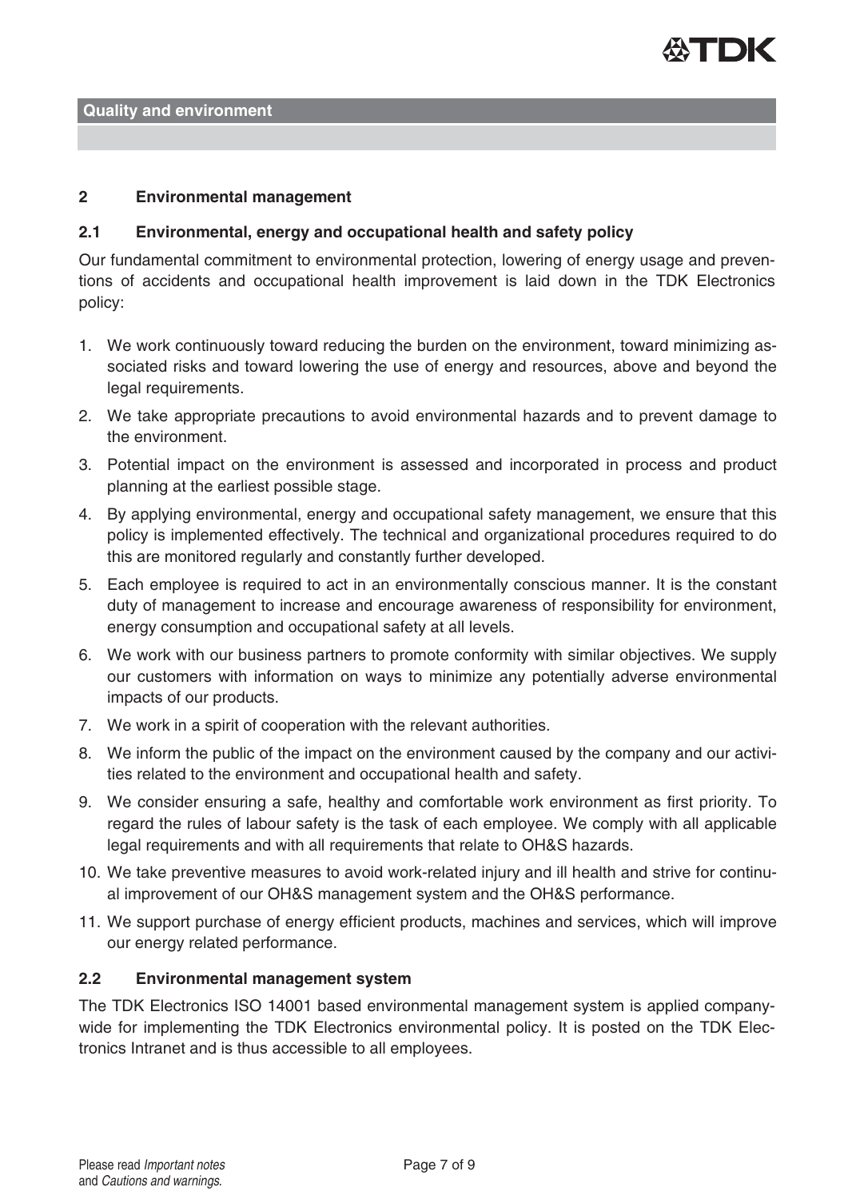## 2 Environmental management

### 2.1 Environmental, energy and occupational health and safety policy

Our fundamental commitment to environmental protection, lowering of energy usage and preventions of accidents and occupational health improvement is laid down in the TDK Electronics policy:

1. We work continuously toward reducing the burden on the environment, toward minimizing associated risks and toward lowering the use of energy and resources, above and beyond the legal requirements.
2. We take appropriate precautions to avoid environmental hazards and to prevent damage to the environment.
3. Potential impact on the environment is assessed and incorporated in process and product planning at the earliest possible stage.
4. By applying environmental, energy and occupational safety management, we ensure that this policy is implemented effectively. The technical and organizational procedures required to do this are monitored regularly and constantly further developed.
5. Each employee is required to act in an environmentally conscious manner. It is the constant duty of management to increase and encourage awareness of responsibility for environment, energy consumption and occupational safety at all levels.
6. We work with our business partners to promote conformity with similar objectives. We supply our customers with information on ways to minimize any potentially adverse environmental impacts of our products.
7. We work in a spirit of cooperation with the relevant authorities.
8. We inform the public of the impact on the environment caused by the company and our activities related to the environment and occupational health and safety.
9. We consider ensuring a safe, healthy and comfortable work environment as first priority. To regard the rules of labour safety is the task of each employee. We comply with all applicable legal requirements and with all requirements that relate to OH&S hazards.
10. We take preventive measures to avoid work-related injury and ill health and strive for continual improvement of our OH&S management system and the OH&S performance.
11. We support purchase of energy efficient products, machines and services, which will improve our energy related performance.

### 2.2 Environmental management system

The TDK Electronics ISO 14001 based environmental management system is applied companywide for implementing the TDK Electronics environmental policy. It is posted on the TDK Electronics Intranet and is thus accessible to all employees.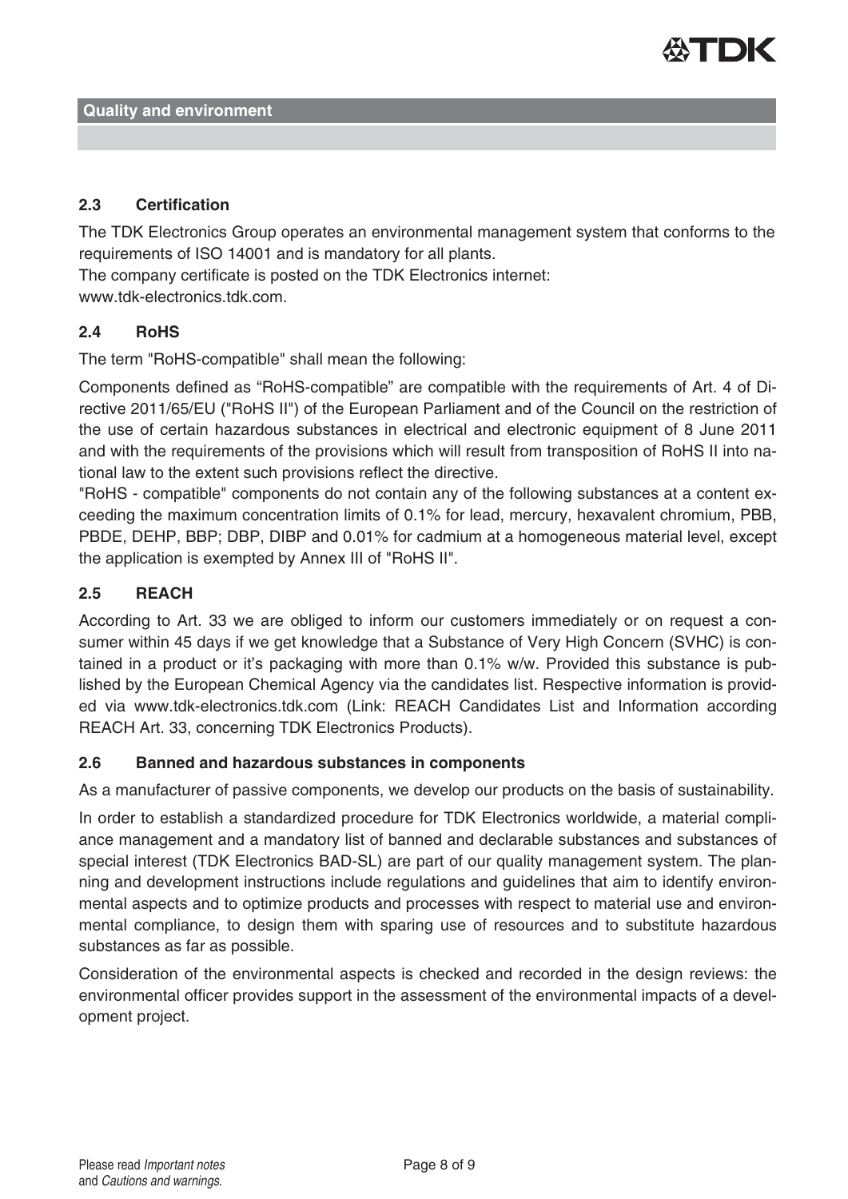**Quality and environment**

### 2.3 Certification

The TDK Electronics Group operates an environmental management system that conforms to the requirements of ISO 14001 and is mandatory for all plants.
The company certificate is posted on the TDK Electronics internet:
www.tdk-electronics.tdk.com.

### 2.4 RoHS

The term "RoHS-compatible" shall mean the following:

Components defined as “RoHS-compatible” are compatible with the requirements of Art. 4 of Directive 2011/65/EU ("RoHS II") of the European Parliament and of the Council on the restriction of the use of certain hazardous substances in electrical and electronic equipment of 8 June 2011 and with the requirements of the provisions which will result from transposition of RoHS II into national law to the extent such provisions reflect the directive.
"RoHS - compatible" components do not contain any of the following substances at a content exceeding the maximum concentration limits of 0.1% for lead, mercury, hexavalent chromium, PBB, PBDE, DEHP, BBP; DBP, DIBP and 0.01% for cadmium at a homogeneous material level, except the application is exempted by Annex III of "RoHS II".

### 2.5 REACH

According to Art. 33 we are obliged to inform our customers immediately or on request a consumer within 45 days if we get knowledge that a Substance of Very High Concern (SVHC) is contained in a product or it’s packaging with more than 0.1% w/w. Provided this substance is published by the European Chemical Agency via the candidates list. Respective information is provided via www.tdk-electronics.tdk.com (Link: REACH Candidates List and Information according REACH Art. 33, concerning TDK Electronics Products).

### 2.6 Banned and hazardous substances in components

As a manufacturer of passive components, we develop our products on the basis of sustainability.

In order to establish a standardized procedure for TDK Electronics worldwide, a material compliance management and a mandatory list of banned and declarable substances and substances of special interest (TDK Electronics BAD-SL) are part of our quality management system. The planning and development instructions include regulations and guidelines that aim to identify environmental aspects and to optimize products and processes with respect to material use and environmental compliance, to design them with sparing use of resources and to substitute hazardous substances as far as possible.

Consideration of the environmental aspects is checked and recorded in the design reviews: the environmental officer provides support in the assessment of the environmental impacts of a development project.

Please read *Important notes* and *Cautions and warnings*.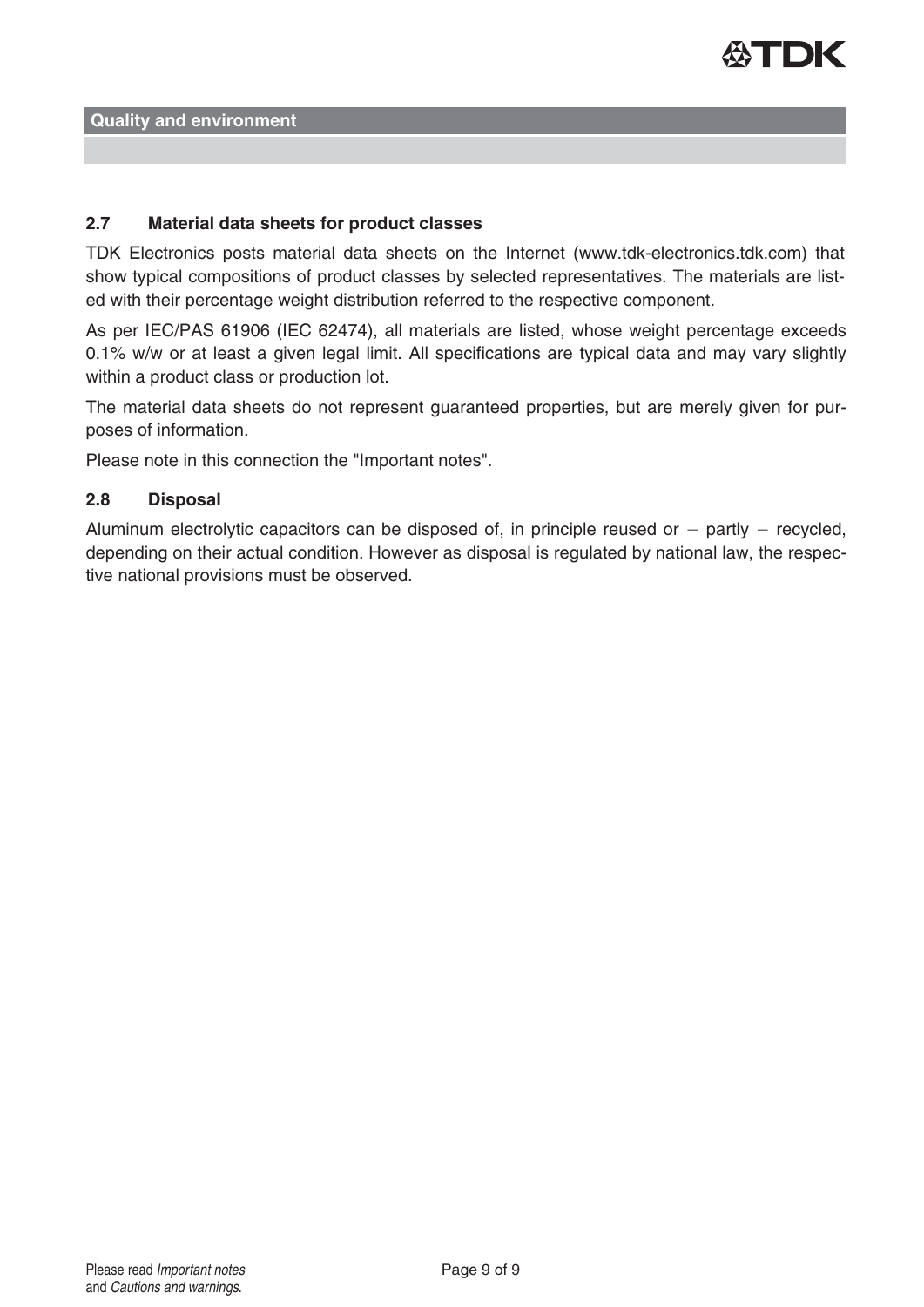## 2.7 Material data sheets for product classes

TDK Electronics posts material data sheets on the Internet (www.tdk-electronics.tdk.com) that show typical compositions of product classes by selected representatives. The materials are listed with their percentage weight distribution referred to the respective component.

As per IEC/PAS 61906 (IEC 62474), all materials are listed, whose weight percentage exceeds 0.1% w/w or at least a given legal limit. All specifications are typical data and may vary slightly within a product class or production lot.

The material data sheets do not represent guaranteed properties, but are merely given for purposes of information.

Please note in this connection the "Important notes".

## 2.8 Disposal

Aluminum electrolytic capacitors can be disposed of, in principle reused or − partly − recycled, depending on their actual condition. However as disposal is regulated by national law, the respective national provisions must be observed.